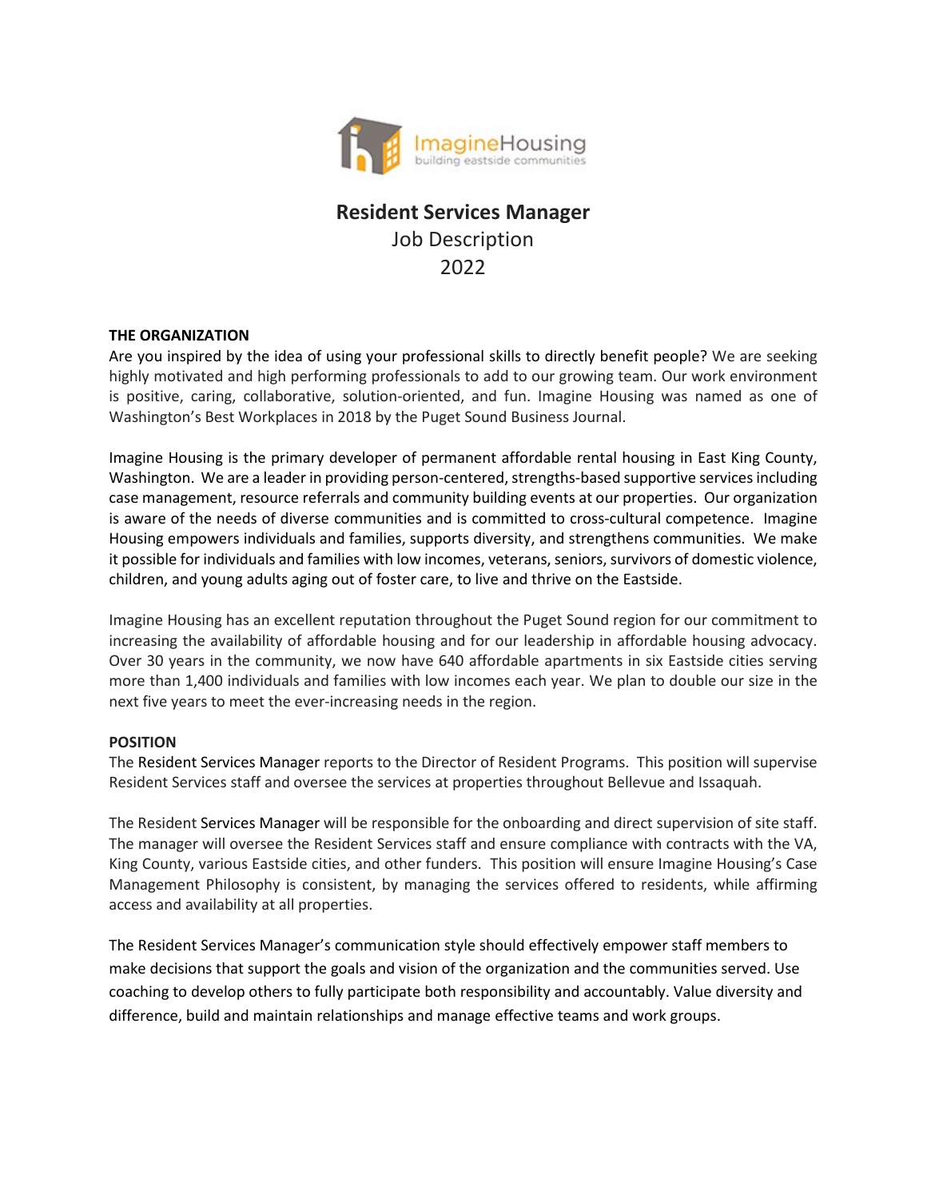ImagineHousing
building eastside communities

# Resident Services Manager

Job Description

2022

**THE ORGANIZATION**

Are you inspired by the idea of using your professional skills to directly benefit people? We are seeking highly motivated and high performing professionals to add to our growing team. Our work environment is positive, caring, collaborative, solution-oriented, and fun. Imagine Housing was named as one of Washington's Best Workplaces in 2018 by the Puget Sound Business Journal.

Imagine Housing is the primary developer of permanent affordable rental housing in East King County, Washington. We are a leader in providing person-centered, strengths-based supportive services including case management, resource referrals and community building events at our properties. Our organization is aware of the needs of diverse communities and is committed to cross-cultural competence. Imagine Housing empowers individuals and families, supports diversity, and strengthens communities. We make it possible for individuals and families with low incomes, veterans, seniors, survivors of domestic violence, children, and young adults aging out of foster care, to live and thrive on the Eastside.

Imagine Housing has an excellent reputation throughout the Puget Sound region for our commitment to increasing the availability of affordable housing and for our leadership in affordable housing advocacy. Over 30 years in the community, we now have 640 affordable apartments in six Eastside cities serving more than 1,400 individuals and families with low incomes each year. We plan to double our size in the next five years to meet the ever-increasing needs in the region.

**POSITION**

The Resident Services Manager reports to the Director of Resident Programs. This position will supervise Resident Services staff and oversee the services at properties throughout Bellevue and Issaquah.

The Resident Services Manager will be responsible for the onboarding and direct supervision of site staff. The manager will oversee the Resident Services staff and ensure compliance with contracts with the VA, King County, various Eastside cities, and other funders. This position will ensure Imagine Housing's Case Management Philosophy is consistent, by managing the services offered to residents, while affirming access and availability at all properties.

The Resident Services Manager's communication style should effectively empower staff members to make decisions that support the goals and vision of the organization and the communities served. Use coaching to develop others to fully participate both responsibility and accountably. Value diversity and difference, build and maintain relationships and manage effective teams and work groups.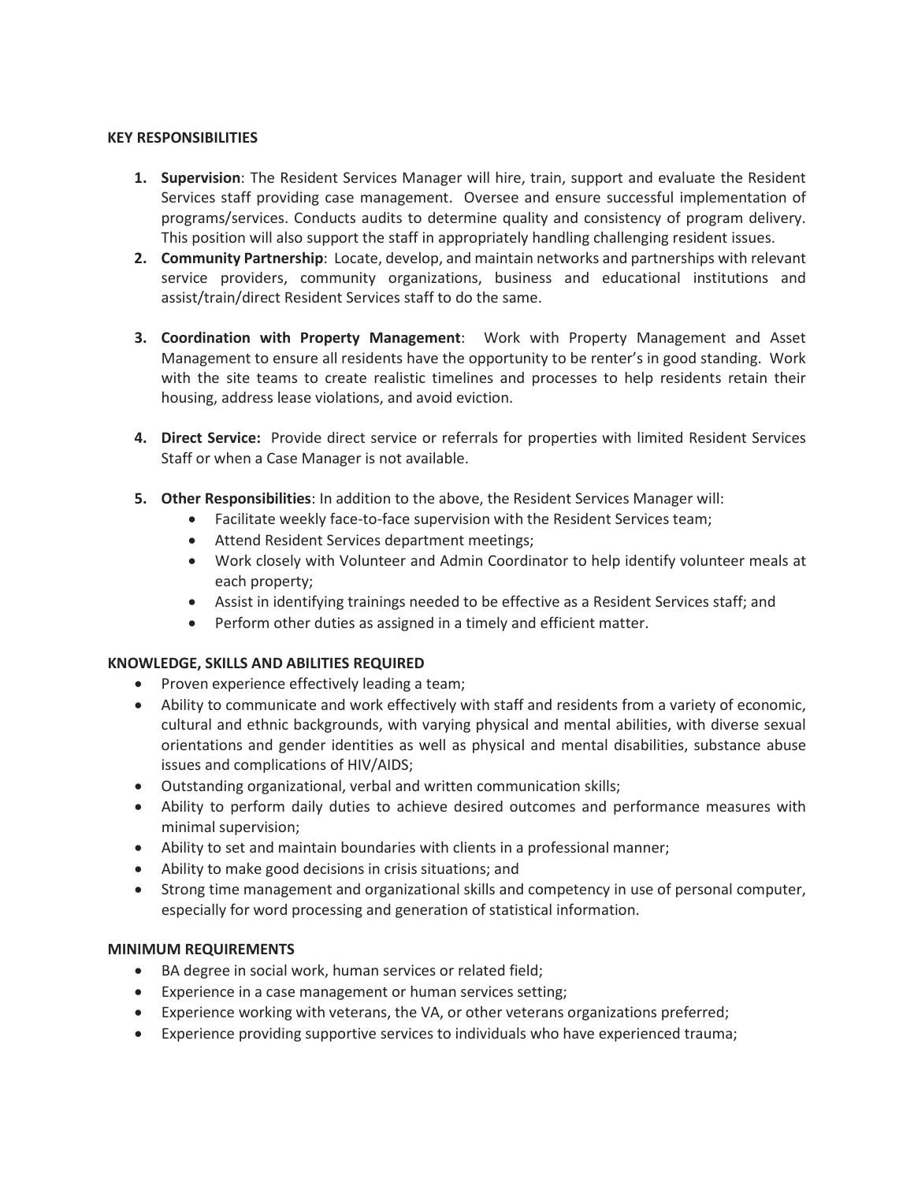## KEY RESPONSIBILITIES

1. **Supervision**: The Resident Services Manager will hire, train, support and evaluate the Resident Services staff providing case management. Oversee and ensure successful implementation of programs/services. Conducts audits to determine quality and consistency of program delivery. This position will also support the staff in appropriately handling challenging resident issues.
2. **Community Partnership**: Locate, develop, and maintain networks and partnerships with relevant service providers, community organizations, business and educational institutions and assist/train/direct Resident Services staff to do the same.
3. **Coordination with Property Management**: Work with Property Management and Asset Management to ensure all residents have the opportunity to be renter's in good standing. Work with the site teams to create realistic timelines and processes to help residents retain their housing, address lease violations, and avoid eviction.
4. **Direct Service:** Provide direct service or referrals for properties with limited Resident Services Staff or when a Case Manager is not available.
5. **Other Responsibilities**: In addition to the above, the Resident Services Manager will:
   - Facilitate weekly face-to-face supervision with the Resident Services team;
   - Attend Resident Services department meetings;
   - Work closely with Volunteer and Admin Coordinator to help identify volunteer meals at each property;
   - Assist in identifying trainings needed to be effective as a Resident Services staff; and
   - Perform other duties as assigned in a timely and efficient matter.

## KNOWLEDGE, SKILLS AND ABILITIES REQUIRED

- Proven experience effectively leading a team;
- Ability to communicate and work effectively with staff and residents from a variety of economic, cultural and ethnic backgrounds, with varying physical and mental abilities, with diverse sexual orientations and gender identities as well as physical and mental disabilities, substance abuse issues and complications of HIV/AIDS;
- Outstanding organizational, verbal and written communication skills;
- Ability to perform daily duties to achieve desired outcomes and performance measures with minimal supervision;
- Ability to set and maintain boundaries with clients in a professional manner;
- Ability to make good decisions in crisis situations; and
- Strong time management and organizational skills and competency in use of personal computer, especially for word processing and generation of statistical information.

## MINIMUM REQUIREMENTS

- BA degree in social work, human services or related field;
- Experience in a case management or human services setting;
- Experience working with veterans, the VA, or other veterans organizations preferred;
- Experience providing supportive services to individuals who have experienced trauma;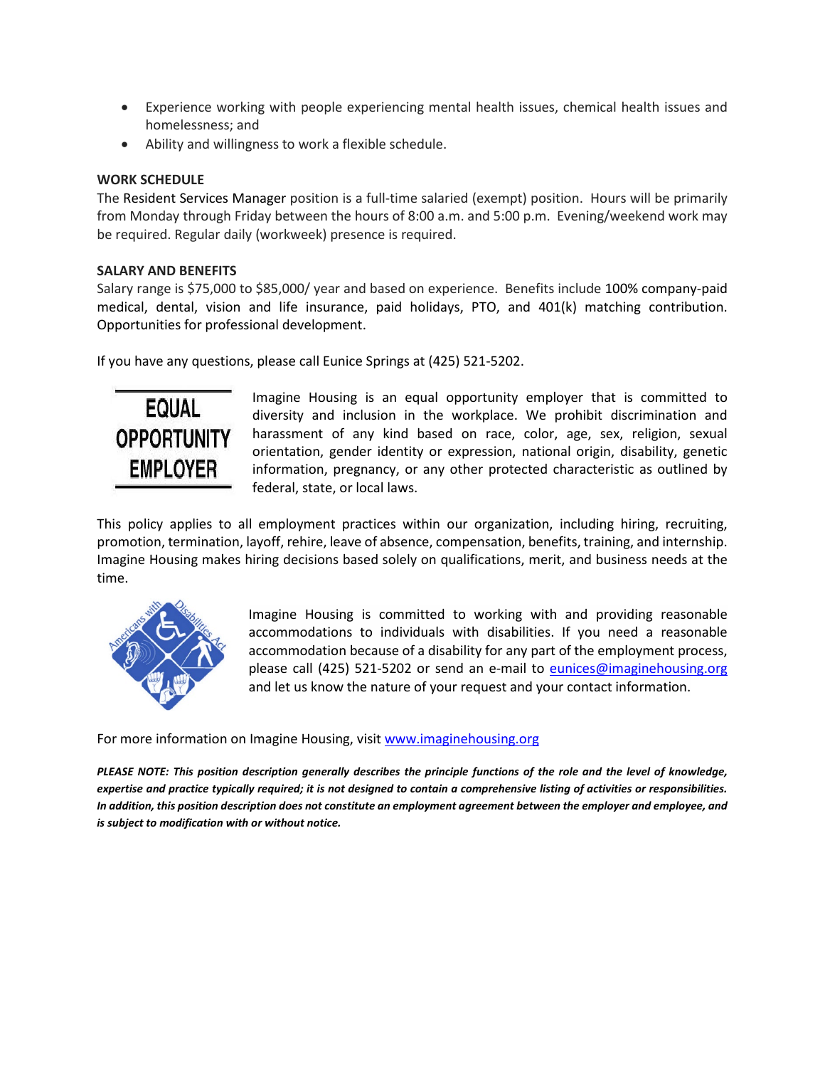- Experience working with people experiencing mental health issues, chemical health issues and homelessness; and
- Ability and willingness to work a flexible schedule.

**WORK SCHEDULE**

The Resident Services Manager position is a full-time salaried (exempt) position. Hours will be primarily from Monday through Friday between the hours of 8:00 a.m. and 5:00 p.m. Evening/weekend work may be required. Regular daily (workweek) presence is required.

**SALARY AND BENEFITS**

Salary range is $75,000 to $85,000/ year and based on experience. Benefits include 100% company-paid medical, dental, vision and life insurance, paid holidays, PTO, and 401(k) matching contribution. Opportunities for professional development.

If you have any questions, please call Eunice Springs at (425) 521-5202.

EQUAL OPPORTUNITY EMPLOYER

Imagine Housing is an equal opportunity employer that is committed to diversity and inclusion in the workplace. We prohibit discrimination and harassment of any kind based on race, color, age, sex, religion, sexual orientation, gender identity or expression, national origin, disability, genetic information, pregnancy, or any other protected characteristic as outlined by federal, state, or local laws.

This policy applies to all employment practices within our organization, including hiring, recruiting, promotion, termination, layoff, rehire, leave of absence, compensation, benefits, training, and internship. Imagine Housing makes hiring decisions based solely on qualifications, merit, and business needs at the time.

Imagine Housing is committed to working with and providing reasonable accommodations to individuals with disabilities. If you need a reasonable accommodation because of a disability for any part of the employment process, please call (425) 521-5202 or send an e-mail to eunices@imaginehousing.org and let us know the nature of your request and your contact information.

For more information on Imagine Housing, visit www.imaginehousing.org

***PLEASE NOTE: This position description generally describes the principle functions of the role and the level of knowledge, expertise and practice typically required; it is not designed to contain a comprehensive listing of activities or responsibilities. In addition, this position description does not constitute an employment agreement between the employer and employee, and is subject to modification with or without notice.***